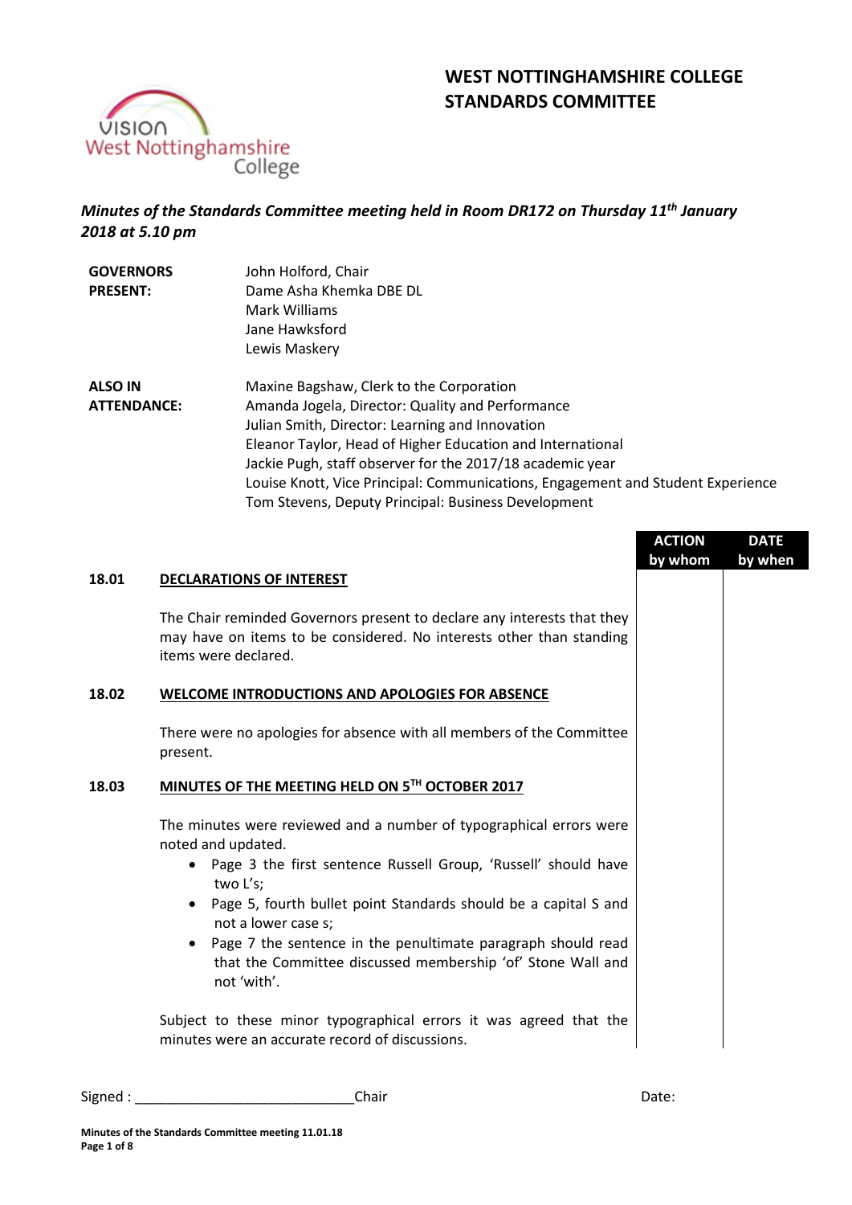# WEST NOTTINGHAMSHIRE COLLEGE
# STANDARDS COMMITTEE

*Minutes of the Standards Committee meeting held in Room DR172 on Thursday 11th January 2018 at 5.10 pm*

**GOVERNORS PRESENT:**
John Holford, Chair
Dame Asha Khemka DBE DL
Mark Williams
Jane Hawksford
Lewis Maskery

**ALSO IN ATTENDANCE:**
Maxine Bagshaw, Clerk to the Corporation
Amanda Jogela, Director: Quality and Performance
Julian Smith, Director: Learning and Innovation
Eleanor Taylor, Head of Higher Education and International
Jackie Pugh, staff observer for the 2017/18 academic year
Louise Knott, Vice Principal: Communications, Engagement and Student Experience
Tom Stevens, Deputy Principal: Business Development

| | | ACTION by whom | DATE by when |
|---|---|---|---|

**18.01 DECLARATIONS OF INTEREST**

The Chair reminded Governors present to declare any interests that they may have on items to be considered. No interests other than standing items were declared.

**18.02 WELCOME INTRODUCTIONS AND APOLOGIES FOR ABSENCE**

There were no apologies for absence with all members of the Committee present.

**18.03 MINUTES OF THE MEETING HELD ON 5TH OCTOBER 2017**

The minutes were reviewed and a number of typographical errors were noted and updated.

- Page 3 the first sentence Russell Group, 'Russell' should have two L's;
- Page 5, fourth bullet point Standards should be a capital S and not a lower case s;
- Page 7 the sentence in the penultimate paragraph should read that the Committee discussed membership 'of' Stone Wall and not 'with'.

Subject to these minor typographical errors it was agreed that the minutes were an accurate record of discussions.

Signed : ____________________________Chair Date: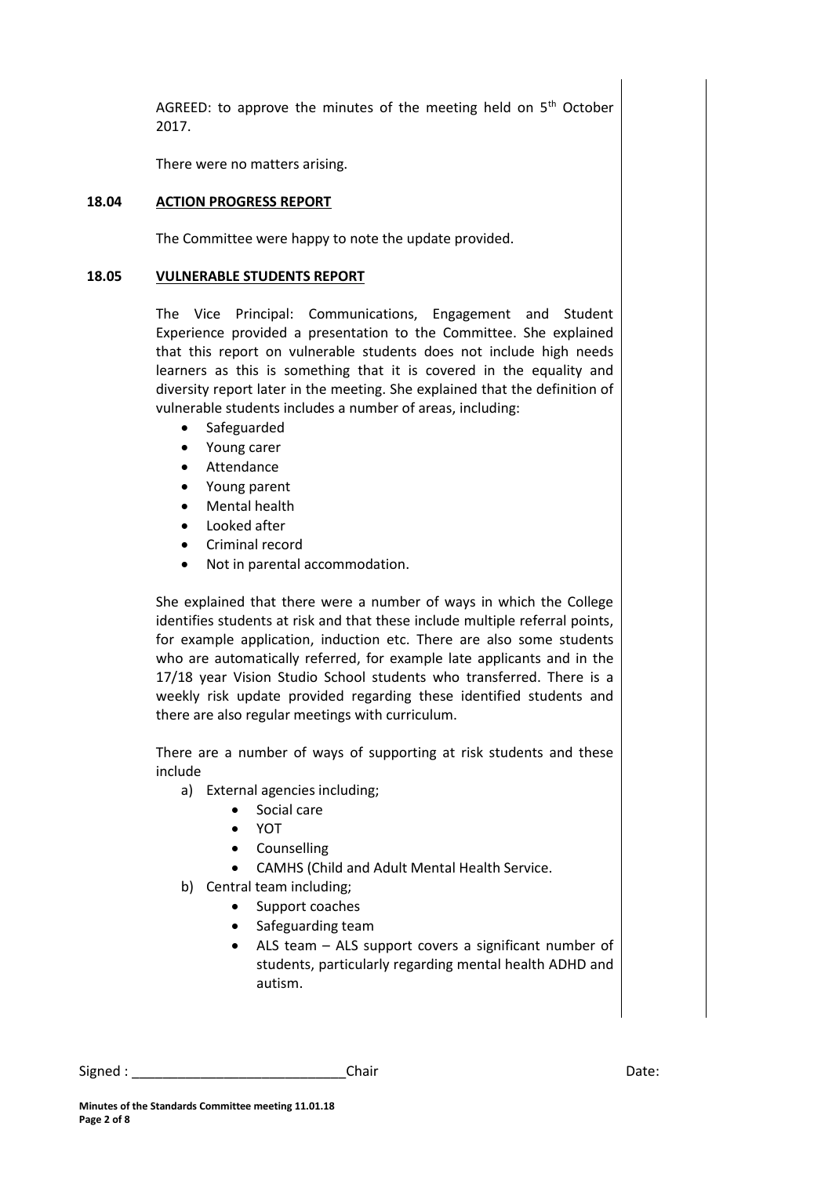AGREED: to approve the minutes of the meeting held on 5th October 2017.

There were no matters arising.

**18.04 ACTION PROGRESS REPORT**

The Committee were happy to note the update provided.

**18.05 VULNERABLE STUDENTS REPORT**

The Vice Principal: Communications, Engagement and Student Experience provided a presentation to the Committee. She explained that this report on vulnerable students does not include high needs learners as this is something that it is covered in the equality and diversity report later in the meeting. She explained that the definition of vulnerable students includes a number of areas, including:

- Safeguarded
- Young carer
- Attendance
- Young parent
- Mental health
- Looked after
- Criminal record
- Not in parental accommodation.

She explained that there were a number of ways in which the College identifies students at risk and that these include multiple referral points, for example application, induction etc. There are also some students who are automatically referred, for example late applicants and in the 17/18 year Vision Studio School students who transferred. There is a weekly risk update provided regarding these identified students and there are also regular meetings with curriculum.

There are a number of ways of supporting at risk students and these include

a) External agencies including;
   - Social care
   - YOT
   - Counselling
   - CAMHS (Child and Adult Mental Health Service.
b) Central team including;
   - Support coaches
   - Safeguarding team
   - ALS team – ALS support covers a significant number of students, particularly regarding mental health ADHD and autism.

Signed : ____________________________Chair Date: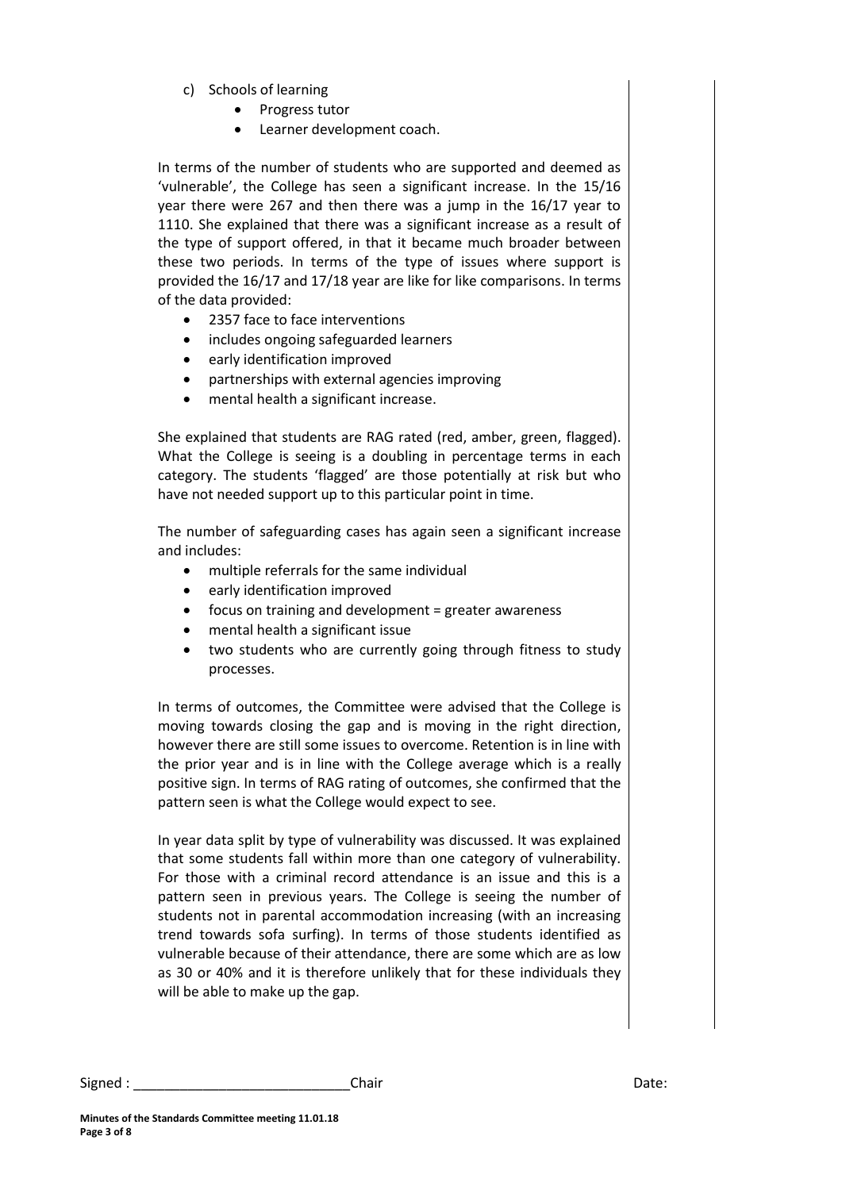c) Schools of learning
   - Progress tutor
   - Learner development coach.

In terms of the number of students who are supported and deemed as 'vulnerable', the College has seen a significant increase. In the 15/16 year there were 267 and then there was a jump in the 16/17 year to 1110. She explained that there was a significant increase as a result of the type of support offered, in that it became much broader between these two periods. In terms of the type of issues where support is provided the 16/17 and 17/18 year are like for like comparisons. In terms of the data provided:

- 2357 face to face interventions
- includes ongoing safeguarded learners
- early identification improved
- partnerships with external agencies improving
- mental health a significant increase.

She explained that students are RAG rated (red, amber, green, flagged). What the College is seeing is a doubling in percentage terms in each category. The students 'flagged' are those potentially at risk but who have not needed support up to this particular point in time.

The number of safeguarding cases has again seen a significant increase and includes:

- multiple referrals for the same individual
- early identification improved
- focus on training and development = greater awareness
- mental health a significant issue
- two students who are currently going through fitness to study processes.

In terms of outcomes, the Committee were advised that the College is moving towards closing the gap and is moving in the right direction, however there are still some issues to overcome. Retention is in line with the prior year and is in line with the College average which is a really positive sign. In terms of RAG rating of outcomes, she confirmed that the pattern seen is what the College would expect to see.

In year data split by type of vulnerability was discussed. It was explained that some students fall within more than one category of vulnerability. For those with a criminal record attendance is an issue and this is a pattern seen in previous years. The College is seeing the number of students not in parental accommodation increasing (with an increasing trend towards sofa surfing). In terms of those students identified as vulnerable because of their attendance, there are some which are as low as 30 or 40% and it is therefore unlikely that for these individuals they will be able to make up the gap.

Signed : ____________________________Chair Date: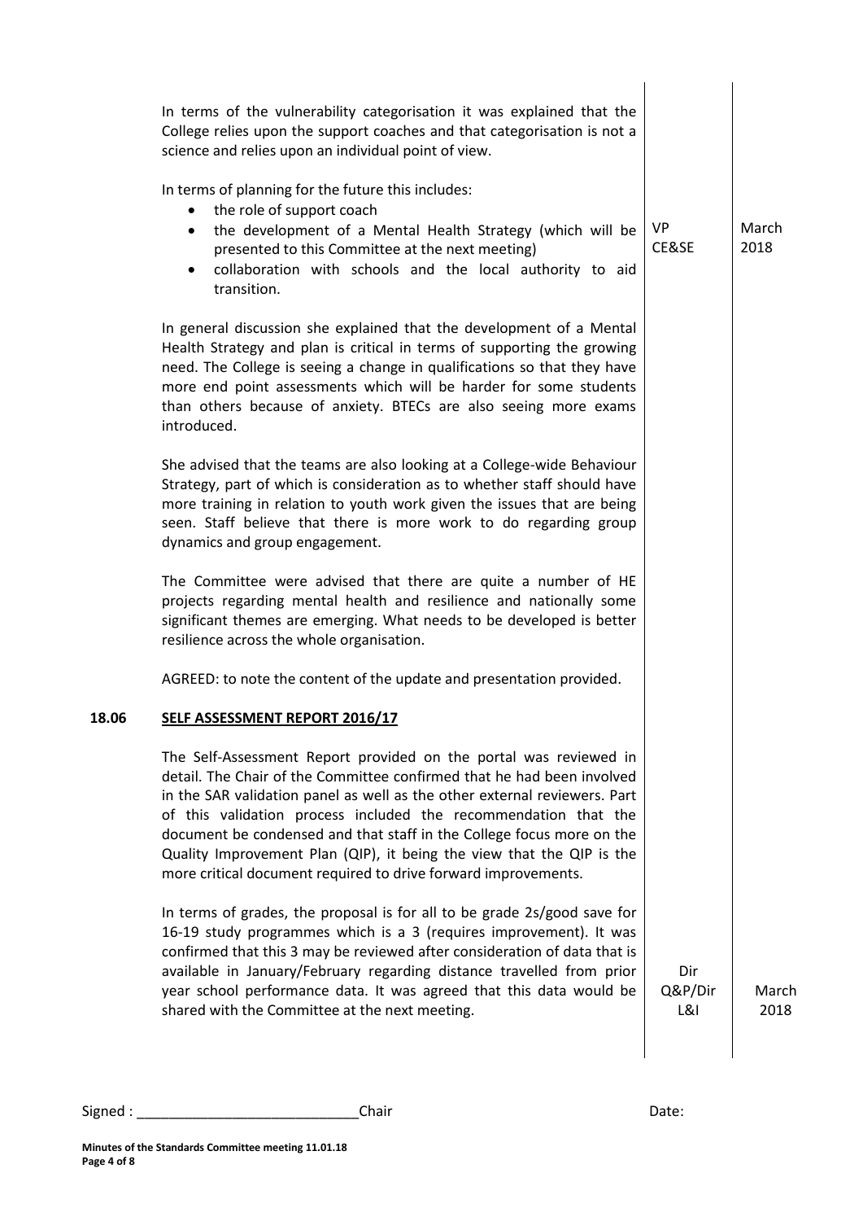In terms of the vulnerability categorisation it was explained that the College relies upon the support coaches and that categorisation is not a science and relies upon an individual point of view.

In terms of planning for the future this includes:

- the role of support coach
- the development of a Mental Health Strategy (which will be presented to this Committee at the next meeting) — **VP CE&SE — March 2018**
- collaboration with schools and the local authority to aid transition.

In general discussion she explained that the development of a Mental Health Strategy and plan is critical in terms of supporting the growing need. The College is seeing a change in qualifications so that they have more end point assessments which will be harder for some students than others because of anxiety. BTECs are also seeing more exams introduced.

She advised that the teams are also looking at a College-wide Behaviour Strategy, part of which is consideration as to whether staff should have more training in relation to youth work given the issues that are being seen. Staff believe that there is more work to do regarding group dynamics and group engagement.

The Committee were advised that there are quite a number of HE projects regarding mental health and resilience and nationally some significant themes are emerging. What needs to be developed is better resilience across the whole organisation.

AGREED: to note the content of the update and presentation provided.

## 18.06 SELF ASSESSMENT REPORT 2016/17

The Self-Assessment Report provided on the portal was reviewed in detail. The Chair of the Committee confirmed that he had been involved in the SAR validation panel as well as the other external reviewers. Part of this validation process included the recommendation that the document be condensed and that staff in the College focus more on the Quality Improvement Plan (QIP), it being the view that the QIP is the more critical document required to drive forward improvements.

In terms of grades, the proposal is for all to be grade 2s/good save for 16-19 study programmes which is a 3 (requires improvement). It was confirmed that this 3 may be reviewed after consideration of data that is available in January/February regarding distance travelled from prior year school performance data. It was agreed that this data would be shared with the Committee at the next meeting. — **Dir Q&P/Dir L&I — March 2018**

Signed : ____________________________Chair Date:

**Minutes of the Standards Committee meeting 11.01.18**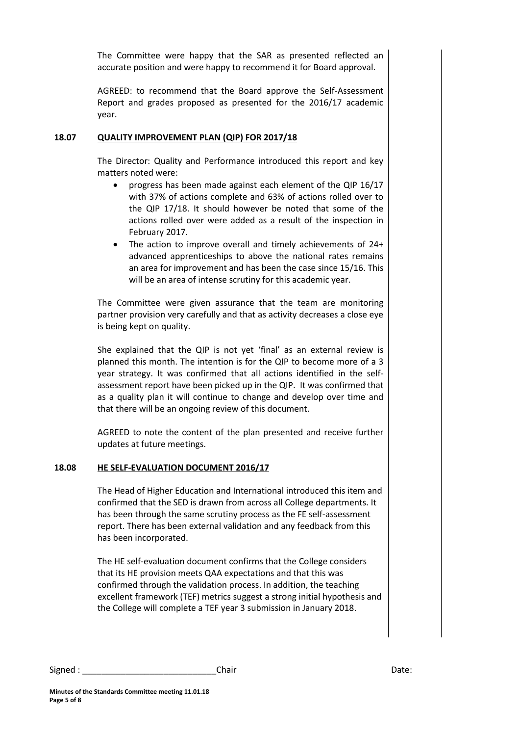The Committee were happy that the SAR as presented reflected an accurate position and were happy to recommend it for Board approval.

AGREED: to recommend that the Board approve the Self-Assessment Report and grades proposed as presented for the 2016/17 academic year.

## 18.07 QUALITY IMPROVEMENT PLAN (QIP) FOR 2017/18

The Director: Quality and Performance introduced this report and key matters noted were:

- progress has been made against each element of the QIP 16/17 with 37% of actions complete and 63% of actions rolled over to the QIP 17/18. It should however be noted that some of the actions rolled over were added as a result of the inspection in February 2017.
- The action to improve overall and timely achievements of 24+ advanced apprenticeships to above the national rates remains an area for improvement and has been the case since 15/16. This will be an area of intense scrutiny for this academic year.

The Committee were given assurance that the team are monitoring partner provision very carefully and that as activity decreases a close eye is being kept on quality.

She explained that the QIP is not yet 'final' as an external review is planned this month. The intention is for the QIP to become more of a 3 year strategy. It was confirmed that all actions identified in the self-assessment report have been picked up in the QIP. It was confirmed that as a quality plan it will continue to change and develop over time and that there will be an ongoing review of this document.

AGREED to note the content of the plan presented and receive further updates at future meetings.

## 18.08 HE SELF-EVALUATION DOCUMENT 2016/17

The Head of Higher Education and International introduced this item and confirmed that the SED is drawn from across all College departments. It has been through the same scrutiny process as the FE self-assessment report. There has been external validation and any feedback from this has been incorporated.

The HE self-evaluation document confirms that the College considers that its HE provision meets QAA expectations and that this was confirmed through the validation process. In addition, the teaching excellent framework (TEF) metrics suggest a strong initial hypothesis and the College will complete a TEF year 3 submission in January 2018.

Signed : ____________________________Chair Date: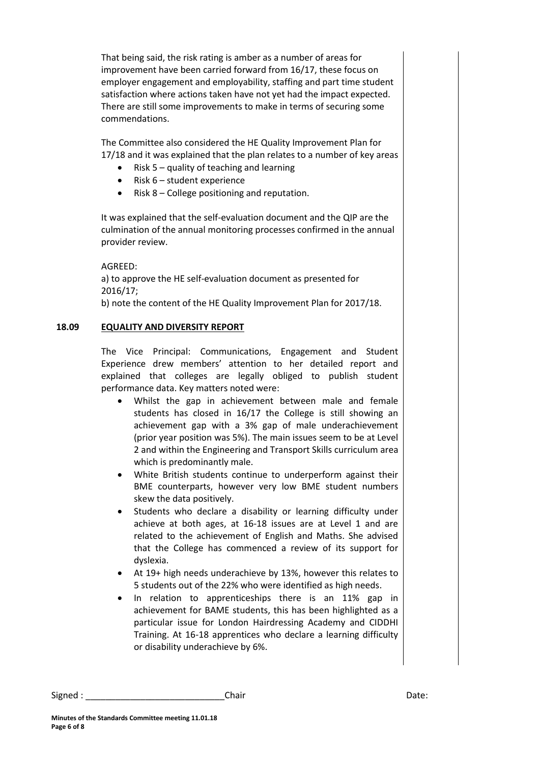That being said, the risk rating is amber as a number of areas for improvement have been carried forward from 16/17, these focus on employer engagement and employability, staffing and part time student satisfaction where actions taken have not yet had the impact expected. There are still some improvements to make in terms of securing some commendations.

The Committee also considered the HE Quality Improvement Plan for 17/18 and it was explained that the plan relates to a number of key areas

- Risk 5 – quality of teaching and learning
- Risk 6 – student experience
- Risk 8 – College positioning and reputation.

It was explained that the self-evaluation document and the QIP are the culmination of the annual monitoring processes confirmed in the annual provider review.

AGREED:
a) to approve the HE self-evaluation document as presented for 2016/17;
b) note the content of the HE Quality Improvement Plan for 2017/18.

## 18.09 EQUALITY AND DIVERSITY REPORT

The Vice Principal: Communications, Engagement and Student Experience drew members' attention to her detailed report and explained that colleges are legally obliged to publish student performance data. Key matters noted were:

- Whilst the gap in achievement between male and female students has closed in 16/17 the College is still showing an achievement gap with a 3% gap of male underachievement (prior year position was 5%). The main issues seem to be at Level 2 and within the Engineering and Transport Skills curriculum area which is predominantly male.
- White British students continue to underperform against their BME counterparts, however very low BME student numbers skew the data positively.
- Students who declare a disability or learning difficulty under achieve at both ages, at 16-18 issues are at Level 1 and are related to the achievement of English and Maths. She advised that the College has commenced a review of its support for dyslexia.
- At 19+ high needs underachieve by 13%, however this relates to 5 students out of the 22% who were identified as high needs.
- In relation to apprenticeships there is an 11% gap in achievement for BAME students, this has been highlighted as a particular issue for London Hairdressing Academy and CIDDHI Training. At 16-18 apprentices who declare a learning difficulty or disability underachieve by 6%.

Signed : ____________________________Chair Date:

**Minutes of the Standards Committee meeting 11.01.18**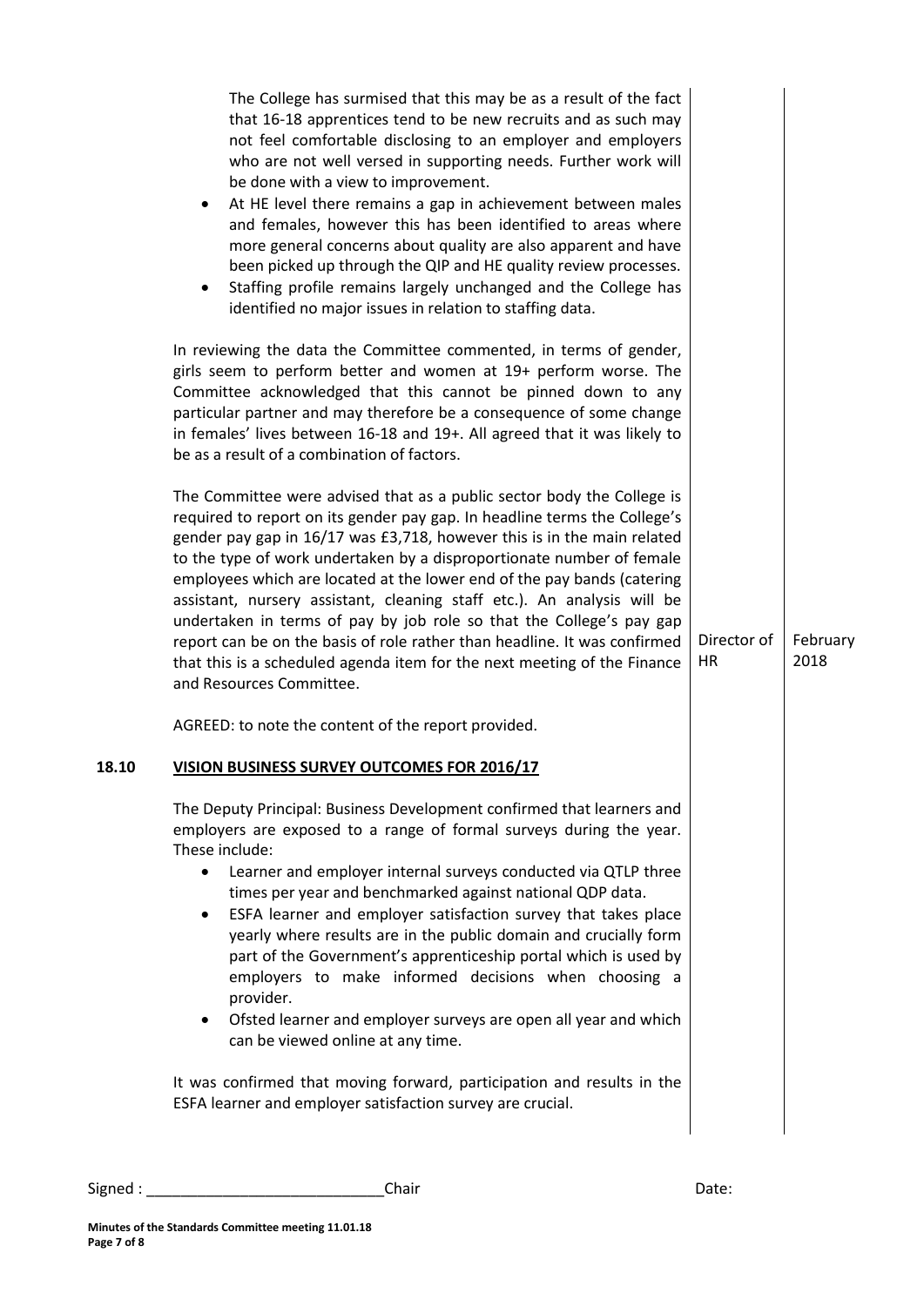The College has surmised that this may be as a result of the fact that 16-18 apprentices tend to be new recruits and as such may not feel comfortable disclosing to an employer and employers who are not well versed in supporting needs. Further work will be done with a view to improvement.

- At HE level there remains a gap in achievement between males and females, however this has been identified to areas where more general concerns about quality are also apparent and have been picked up through the QIP and HE quality review processes.
- Staffing profile remains largely unchanged and the College has identified no major issues in relation to staffing data.

In reviewing the data the Committee commented, in terms of gender, girls seem to perform better and women at 19+ perform worse. The Committee acknowledged that this cannot be pinned down to any particular partner and may therefore be a consequence of some change in females' lives between 16-18 and 19+. All agreed that it was likely to be as a result of a combination of factors.

The Committee were advised that as a public sector body the College is required to report on its gender pay gap. In headline terms the College's gender pay gap in 16/17 was £3,718, however this is in the main related to the type of work undertaken by a disproportionate number of female employees which are located at the lower end of the pay bands (catering assistant, nursery assistant, cleaning staff etc.). An analysis will be undertaken in terms of pay by job role so that the College's pay gap report can be on the basis of role rather than headline. It was confirmed that this is a scheduled agenda item for the next meeting of the Finance and Resources Committee. — **Director of HR** — **February 2018**

AGREED: to note the content of the report provided.

## 18.10 VISION BUSINESS SURVEY OUTCOMES FOR 2016/17

The Deputy Principal: Business Development confirmed that learners and employers are exposed to a range of formal surveys during the year. These include:

- Learner and employer internal surveys conducted via QTLP three times per year and benchmarked against national QDP data.
- ESFA learner and employer satisfaction survey that takes place yearly where results are in the public domain and crucially form part of the Government's apprenticeship portal which is used by employers to make informed decisions when choosing a provider.
- Ofsted learner and employer surveys are open all year and which can be viewed online at any time.

It was confirmed that moving forward, participation and results in the ESFA learner and employer satisfaction survey are crucial.

Signed : ____________________________Chair Date:

**Minutes of the Standards Committee meeting 11.01.18**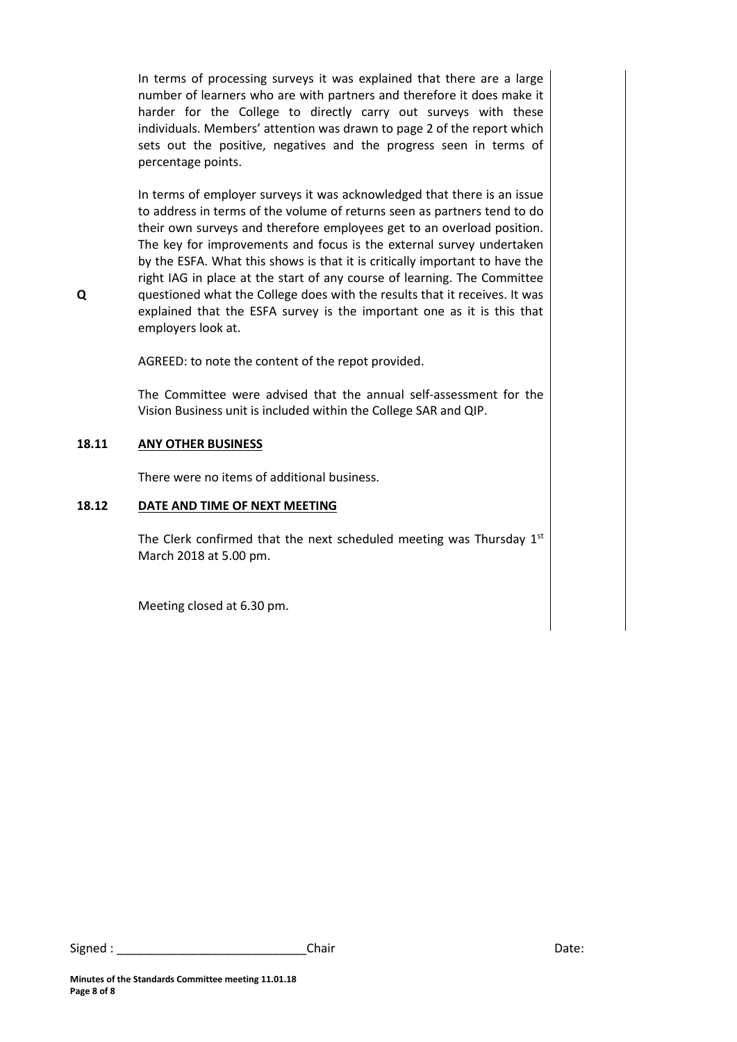In terms of processing surveys it was explained that there are a large number of learners who are with partners and therefore it does make it harder for the College to directly carry out surveys with these individuals. Members' attention was drawn to page 2 of the report which sets out the positive, negatives and the progress seen in terms of percentage points.

In terms of employer surveys it was acknowledged that there is an issue to address in terms of the volume of returns seen as partners tend to do their own surveys and therefore employees get to an overload position. The key for improvements and focus is the external survey undertaken by the ESFA. What this shows is that it is critically important to have the right IAG in place at the start of any course of learning. The Committee questioned what the College does with the results that it receives. It was explained that the ESFA survey is the important one as it is this that employers look at.

**Q**

AGREED: to note the content of the repot provided.

The Committee were advised that the annual self-assessment for the Vision Business unit is included within the College SAR and QIP.

## 18.11 ANY OTHER BUSINESS

There were no items of additional business.

## 18.12 DATE AND TIME OF NEXT MEETING

The Clerk confirmed that the next scheduled meeting was Thursday 1st March 2018 at 5.00 pm.

Meeting closed at 6.30 pm.

Signed : ____________________________Chair Date:

**Minutes of the Standards Committee meeting 11.01.18**